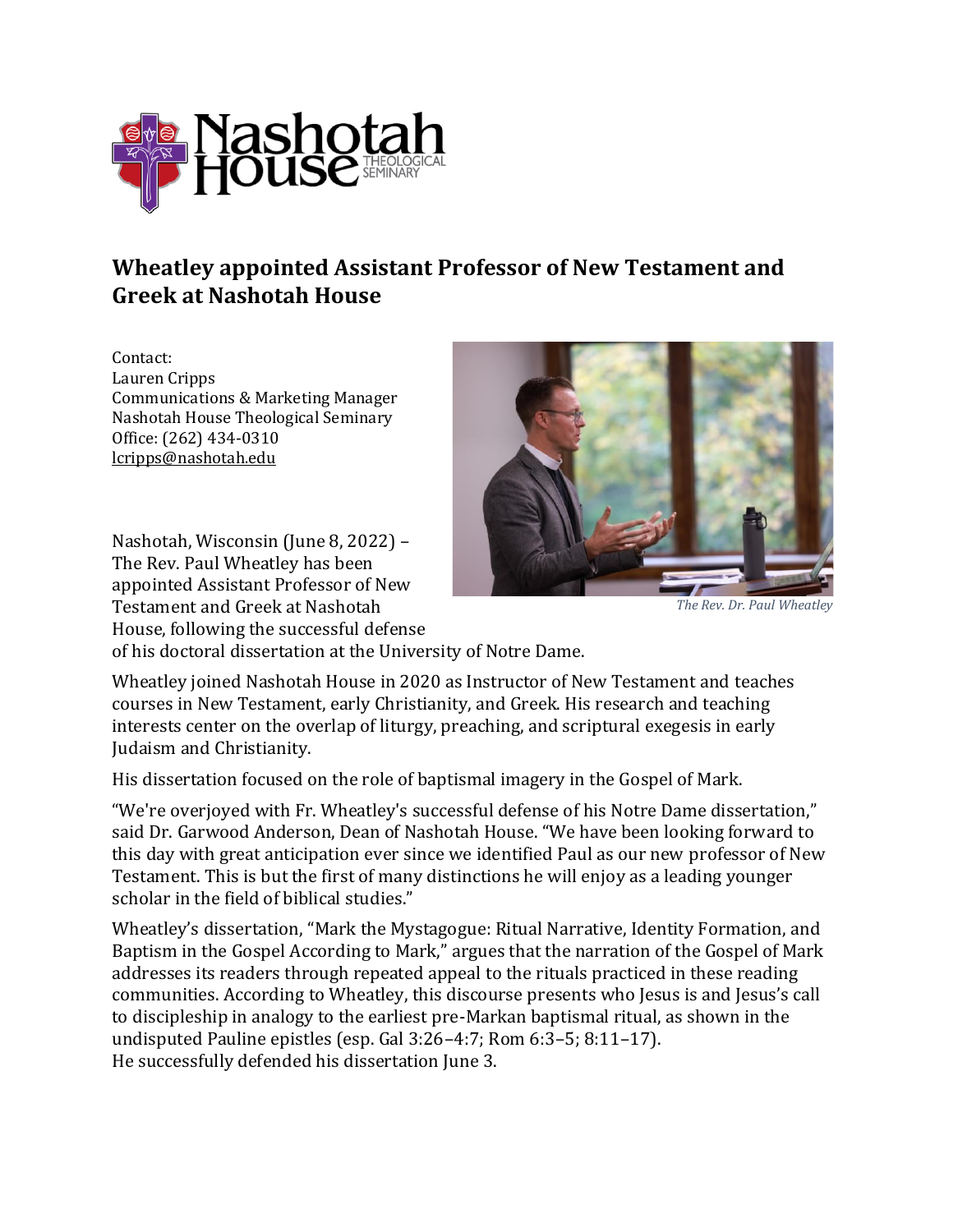# Wheatley appointed Assistant Professor of New Testament and Greek at Nashotah House

Contact:
Lauren Cripps
Communications & Marketing Manager
Nashotah House Theological Seminary
Office: (262) 434-0310
lcripps@nashotah.edu

*The Rev. Dr. Paul Wheatley*

Nashotah, Wisconsin (June 8, 2022) – The Rev. Paul Wheatley has been appointed Assistant Professor of New Testament and Greek at Nashotah House, following the successful defense of his doctoral dissertation at the University of Notre Dame.

Wheatley joined Nashotah House in 2020 as Instructor of New Testament and teaches courses in New Testament, early Christianity, and Greek. His research and teaching interests center on the overlap of liturgy, preaching, and scriptural exegesis in early Judaism and Christianity.

His dissertation focused on the role of baptismal imagery in the Gospel of Mark.

"We're overjoyed with Fr. Wheatley's successful defense of his Notre Dame dissertation," said Dr. Garwood Anderson, Dean of Nashotah House. "We have been looking forward to this day with great anticipation ever since we identified Paul as our new professor of New Testament. This is but the first of many distinctions he will enjoy as a leading younger scholar in the field of biblical studies."

Wheatley's dissertation, "Mark the Mystagogue: Ritual Narrative, Identity Formation, and Baptism in the Gospel According to Mark," argues that the narration of the Gospel of Mark addresses its readers through repeated appeal to the rituals practiced in these reading communities. According to Wheatley, this discourse presents who Jesus is and Jesus's call to discipleship in analogy to the earliest pre-Markan baptismal ritual, as shown in the undisputed Pauline epistles (esp. Gal 3:26–4:7; Rom 6:3–5; 8:11–17). He successfully defended his dissertation June 3.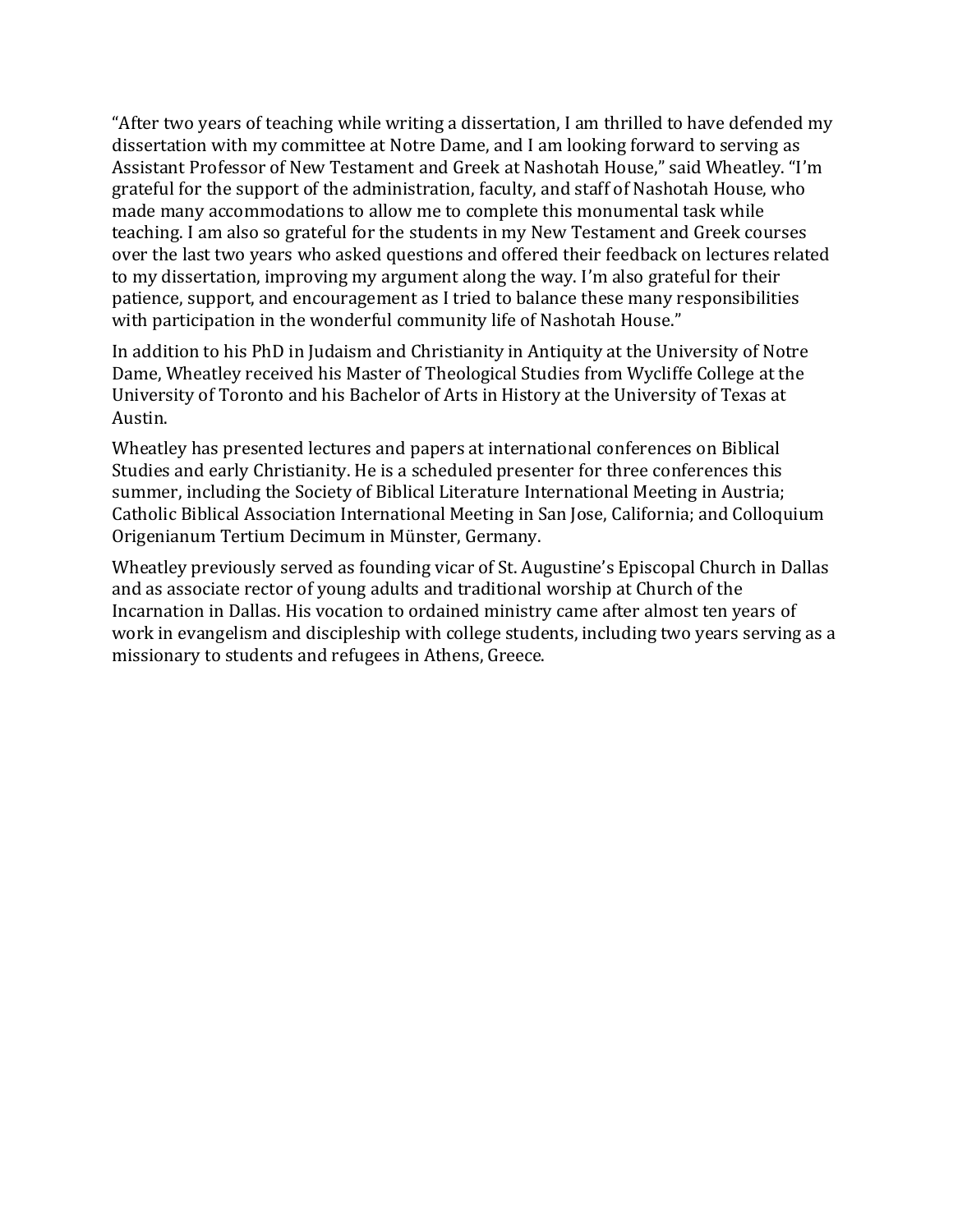"After two years of teaching while writing a dissertation, I am thrilled to have defended my dissertation with my committee at Notre Dame, and I am looking forward to serving as Assistant Professor of New Testament and Greek at Nashotah House," said Wheatley. "I'm grateful for the support of the administration, faculty, and staff of Nashotah House, who made many accommodations to allow me to complete this monumental task while teaching. I am also so grateful for the students in my New Testament and Greek courses over the last two years who asked questions and offered their feedback on lectures related to my dissertation, improving my argument along the way. I'm also grateful for their patience, support, and encouragement as I tried to balance these many responsibilities with participation in the wonderful community life of Nashotah House."

In addition to his PhD in Judaism and Christianity in Antiquity at the University of Notre Dame, Wheatley received his Master of Theological Studies from Wycliffe College at the University of Toronto and his Bachelor of Arts in History at the University of Texas at Austin.

Wheatley has presented lectures and papers at international conferences on Biblical Studies and early Christianity. He is a scheduled presenter for three conferences this summer, including the Society of Biblical Literature International Meeting in Austria; Catholic Biblical Association International Meeting in San Jose, California; and Colloquium Origenianum Tertium Decimum in Münster, Germany.

Wheatley previously served as founding vicar of St. Augustine's Episcopal Church in Dallas and as associate rector of young adults and traditional worship at Church of the Incarnation in Dallas. His vocation to ordained ministry came after almost ten years of work in evangelism and discipleship with college students, including two years serving as a missionary to students and refugees in Athens, Greece.